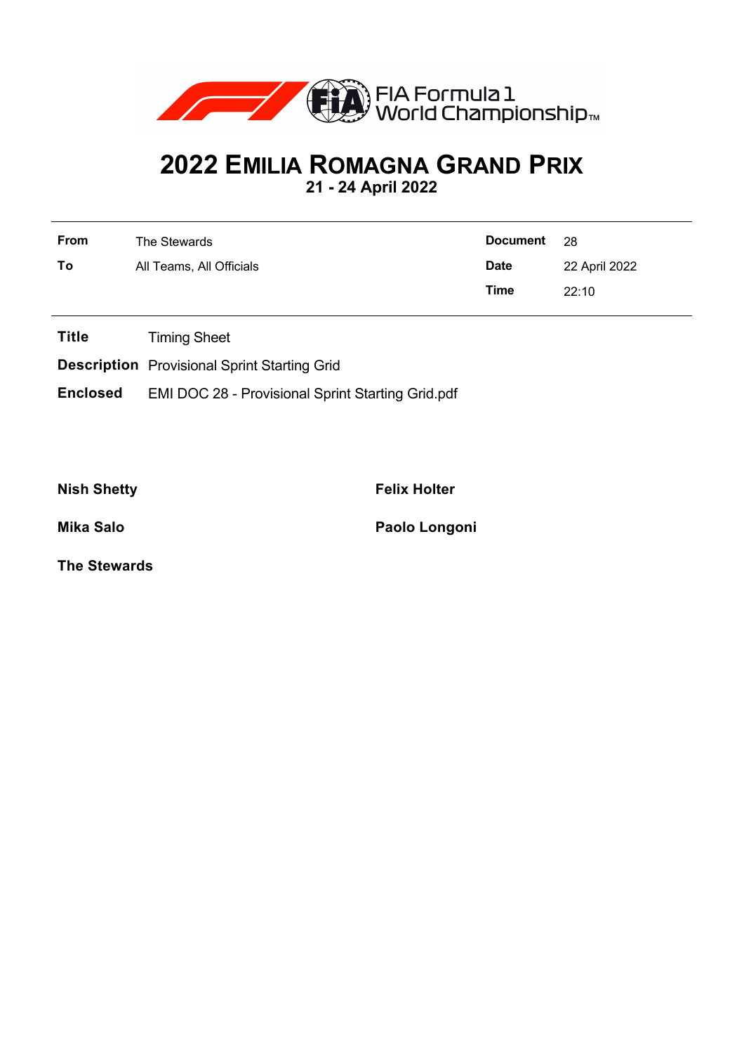FIA Formula 1 World Championship™

# 2022 Emilia Romagna Grand Prix

**21 - 24 April 2022**

| | | | |
|---|---|---|---|
| **From** | The Stewards | **Document** | 28 |
| **To** | All Teams, All Officials | **Date** | 22 April 2022 |
| | | **Time** | 22:10 |

**Title** Timing Sheet

**Description** Provisional Sprint Starting Grid

**Enclosed** EMI DOC 28 - Provisional Sprint Starting Grid.pdf

**Nish Shetty**

**Felix Holter**

**Mika Salo**

**Paolo Longoni**

**The Stewards**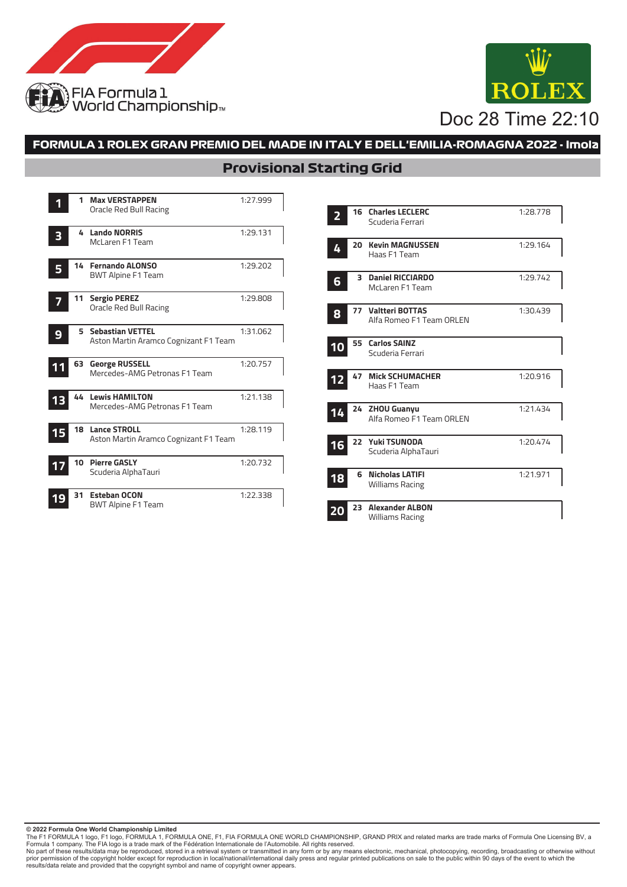FIA Formula 1 World Championship

ROLEX

Doc 28 Time 22:10

## FORMULA 1 ROLEX GRAN PREMIO DEL MADE IN ITALY E DELL'EMILIA-ROMAGNA 2022 - Imola

### Provisional Starting Grid

| Pos | No | Driver | Team | Time |
|---|---|---|---|---|
| 1 | 1 | **Max VERSTAPPEN** | Oracle Red Bull Racing | 1:27.999 |
| 2 | 16 | **Charles LECLERC** | Scuderia Ferrari | 1:28.778 |
| 3 | 4 | **Lando NORRIS** | McLaren F1 Team | 1:29.131 |
| 4 | 20 | **Kevin MAGNUSSEN** | Haas F1 Team | 1:29.164 |
| 5 | 14 | **Fernando ALONSO** | BWT Alpine F1 Team | 1:29.202 |
| 6 | 3 | **Daniel RICCIARDO** | McLaren F1 Team | 1:29.742 |
| 7 | 11 | **Sergio PEREZ** | Oracle Red Bull Racing | 1:29.808 |
| 8 | 77 | **Valtteri BOTTAS** | Alfa Romeo F1 Team ORLEN | 1:30.439 |
| 9 | 5 | **Sebastian VETTEL** | Aston Martin Aramco Cognizant F1 Team | 1:31.062 |
| 10 | 55 | **Carlos SAINZ** | Scuderia Ferrari | |
| 11 | 63 | **George RUSSELL** | Mercedes-AMG Petronas F1 Team | 1:20.757 |
| 12 | 47 | **Mick SCHUMACHER** | Haas F1 Team | 1:20.916 |
| 13 | 44 | **Lewis HAMILTON** | Mercedes-AMG Petronas F1 Team | 1:21.138 |
| 14 | 24 | **ZHOU Guanyu** | Alfa Romeo F1 Team ORLEN | 1:21.434 |
| 15 | 18 | **Lance STROLL** | Aston Martin Aramco Cognizant F1 Team | 1:28.119 |
| 16 | 22 | **Yuki TSUNODA** | Scuderia AlphaTauri | 1:20.474 |
| 17 | 10 | **Pierre GASLY** | Scuderia AlphaTauri | 1:20.732 |
| 18 | 6 | **Nicholas LATIFI** | Williams Racing | 1:21.971 |
| 19 | 31 | **Esteban OCON** | BWT Alpine F1 Team | 1:22.338 |
| 20 | 23 | **Alexander ALBON** | Williams Racing | |

**© 2022 Formula One World Championship Limited**
The F1 FORMULA 1 logo, F1 logo, FORMULA 1, FORMULA ONE, F1, FIA FORMULA ONE WORLD CHAMPIONSHIP, GRAND PRIX and related marks are trade marks of Formula One Licensing BV, a Formula 1 company. The FIA logo is a trade mark of the Fédération Internationale de l'Automobile. All rights reserved.
No part of these results/data may be reproduced, stored in a retrieval system or transmitted in any form or by any means electronic, mechanical, photocopying, recording, broadcasting or otherwise without prior permission of the copyright holder except for reproduction in local/national/international daily press and regular printed publications on sale to the public within 90 days of the event to which the results/data relate and provided that the copyright symbol and name of copyright owner appears.